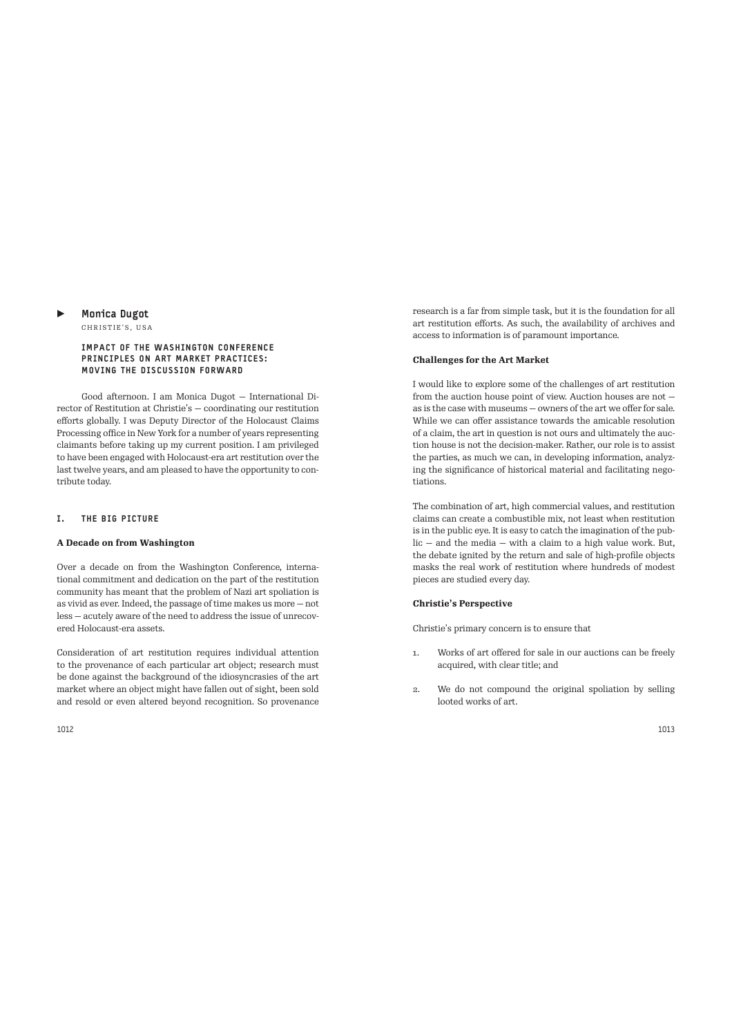## Monica Dugot

CHRISTIE'S, USA

### IMPACT OF THE WASHINGTON CONFERENCE PRINCIPLES ON ART MARKET PRACTICES: MOVING THE DISCUSSION FORWARD

Good afternoon. I am Monica Dugot — International Director of Restitution at Christie's — coordinating our restitution efforts globally. I was Deputy Director of the Holocaust Claims Processing office in New York for a number of years representing claimants before taking up my current position. I am privileged to have been engaged with Holocaust-era art restitution over the last twelve years, and am pleased to have the opportunity to contribute today.

### I. THE BIG PICTURE

**A Decade on from Washington**

Over a decade on from the Washington Conference, international commitment and dedication on the part of the restitution community has meant that the problem of Nazi art spoliation is as vivid as ever. Indeed, the passage of time makes us more — not less — acutely aware of the need to address the issue of unrecovered Holocaust-era assets.

Consideration of art restitution requires individual attention to the provenance of each particular art object; research must be done against the background of the idiosyncrasies of the art market where an object might have fallen out of sight, been sold and resold or even altered beyond recognition. So provenance research is a far from simple task, but it is the foundation for all art restitution efforts. As such, the availability of archives and access to information is of paramount importance.

**Challenges for the Art Market**

I would like to explore some of the challenges of art restitution from the auction house point of view. Auction houses are not — as is the case with museums — owners of the art we offer for sale. While we can offer assistance towards the amicable resolution of a claim, the art in question is not ours and ultimately the auction house is not the decision-maker. Rather, our role is to assist the parties, as much we can, in developing information, analyzing the significance of historical material and facilitating negotiations.

The combination of art, high commercial values, and restitution claims can create a combustible mix, not least when restitution is in the public eye. It is easy to catch the imagination of the public — and the media — with a claim to a high value work. But, the debate ignited by the return and sale of high-profile objects masks the real work of restitution where hundreds of modest pieces are studied every day.

**Christie's Perspective**

Christie's primary concern is to ensure that

1. Works of art offered for sale in our auctions can be freely acquired, with clear title; and
2. We do not compound the original spoliation by selling looted works of art.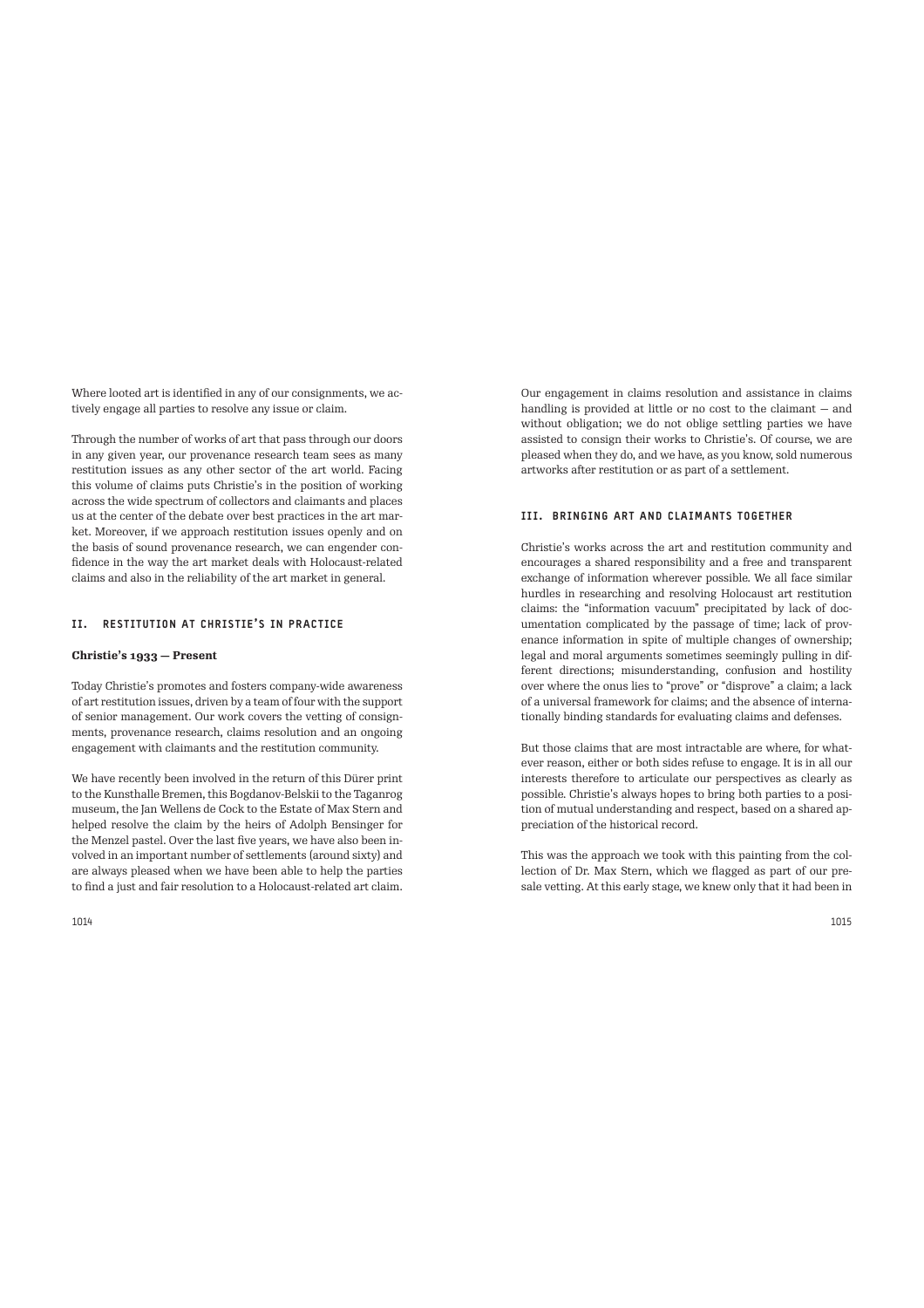Where looted art is identified in any of our consignments, we actively engage all parties to resolve any issue or claim.

Through the number of works of art that pass through our doors in any given year, our provenance research team sees as many restitution issues as any other sector of the art world. Facing this volume of claims puts Christie's in the position of working across the wide spectrum of collectors and claimants and places us at the center of the debate over best practices in the art market. Moreover, if we approach restitution issues openly and on the basis of sound provenance research, we can engender confidence in the way the art market deals with Holocaust-related claims and also in the reliability of the art market in general.

## II. RESTITUTION AT CHRISTIE'S IN PRACTICE

### Christie's 1933 — Present

Today Christie's promotes and fosters company-wide awareness of art restitution issues, driven by a team of four with the support of senior management. Our work covers the vetting of consignments, provenance research, claims resolution and an ongoing engagement with claimants and the restitution community.

We have recently been involved in the return of this Dürer print to the Kunsthalle Bremen, this Bogdanov-Belskii to the Taganrog museum, the Jan Wellens de Cock to the Estate of Max Stern and helped resolve the claim by the heirs of Adolph Bensinger for the Menzel pastel. Over the last five years, we have also been involved in an important number of settlements (around sixty) and are always pleased when we have been able to help the parties to find a just and fair resolution to a Holocaust-related art claim.

Our engagement in claims resolution and assistance in claims handling is provided at little or no cost to the claimant — and without obligation; we do not oblige settling parties we have assisted to consign their works to Christie's. Of course, we are pleased when they do, and we have, as you know, sold numerous artworks after restitution or as part of a settlement.

## III. BRINGING ART AND CLAIMANTS TOGETHER

Christie's works across the art and restitution community and encourages a shared responsibility and a free and transparent exchange of information wherever possible. We all face similar hurdles in researching and resolving Holocaust art restitution claims: the "information vacuum" precipitated by lack of documentation complicated by the passage of time; lack of provenance information in spite of multiple changes of ownership; legal and moral arguments sometimes seemingly pulling in different directions; misunderstanding, confusion and hostility over where the onus lies to "prove" or "disprove" a claim; a lack of a universal framework for claims; and the absence of internationally binding standards for evaluating claims and defenses.

But those claims that are most intractable are where, for whatever reason, either or both sides refuse to engage. It is in all our interests therefore to articulate our perspectives as clearly as possible. Christie's always hopes to bring both parties to a position of mutual understanding and respect, based on a shared appreciation of the historical record.

This was the approach we took with this painting from the collection of Dr. Max Stern, which we flagged as part of our presale vetting. At this early stage, we knew only that it had been in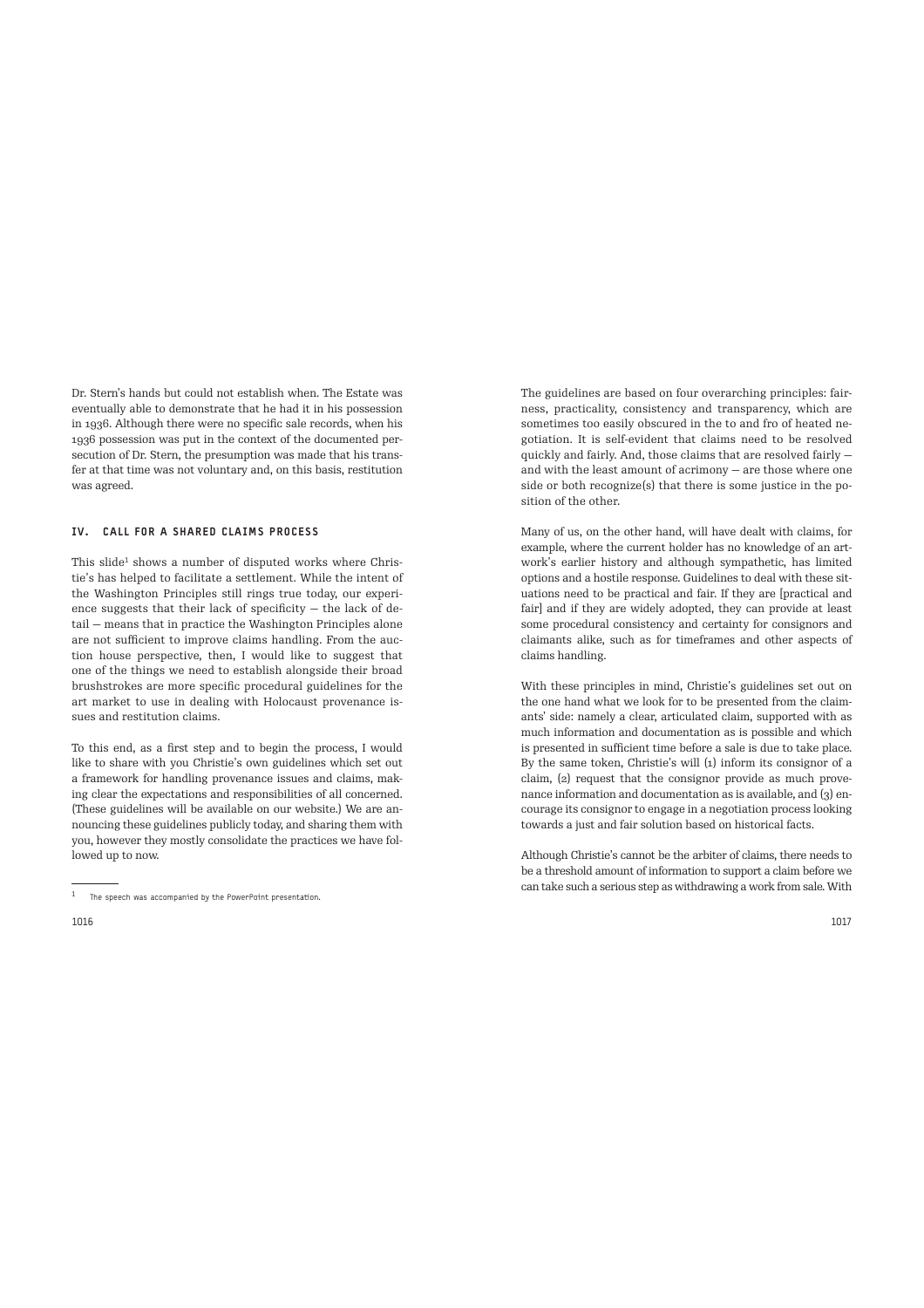Dr. Stern's hands but could not establish when. The Estate was eventually able to demonstrate that he had it in his possession in 1936. Although there were no specific sale records, when his 1936 possession was put in the context of the documented persecution of Dr. Stern, the presumption was made that his transfer at that time was not voluntary and, on this basis, restitution was agreed.

## IV. CALL FOR A SHARED CLAIMS PROCESS

This slide[1] shows a number of disputed works where Christie's has helped to facilitate a settlement. While the intent of the Washington Principles still rings true today, our experience suggests that their lack of specificity — the lack of detail — means that in practice the Washington Principles alone are not sufficient to improve claims handling. From the auction house perspective, then, I would like to suggest that one of the things we need to establish alongside their broad brushstrokes are more specific procedural guidelines for the art market to use in dealing with Holocaust provenance issues and restitution claims.

To this end, as a first step and to begin the process, I would like to share with you Christie's own guidelines which set out a framework for handling provenance issues and claims, making clear the expectations and responsibilities of all concerned. (These guidelines will be available on our website.) We are announcing these guidelines publicly today, and sharing them with you, however they mostly consolidate the practices we have followed up to now.

[1] The speech was accompanied by the PowerPoint presentation.

The guidelines are based on four overarching principles: fairness, practicality, consistency and transparency, which are sometimes too easily obscured in the to and fro of heated negotiation. It is self-evident that claims need to be resolved quickly and fairly. And, those claims that are resolved fairly — and with the least amount of acrimony — are those where one side or both recognize(s) that there is some justice in the position of the other.

Many of us, on the other hand, will have dealt with claims, for example, where the current holder has no knowledge of an artwork's earlier history and although sympathetic, has limited options and a hostile response. Guidelines to deal with these situations need to be practical and fair. If they are [practical and fair] and if they are widely adopted, they can provide at least some procedural consistency and certainty for consignors and claimants alike, such as for timeframes and other aspects of claims handling.

With these principles in mind, Christie's guidelines set out on the one hand what we look for to be presented from the claimants' side: namely a clear, articulated claim, supported with as much information and documentation as is possible and which is presented in sufficient time before a sale is due to take place. By the same token, Christie's will (1) inform its consignor of a claim, (2) request that the consignor provide as much provenance information and documentation as is available, and (3) encourage its consignor to engage in a negotiation process looking towards a just and fair solution based on historical facts.

Although Christie's cannot be the arbiter of claims, there needs to be a threshold amount of information to support a claim before we can take such a serious step as withdrawing a work from sale. With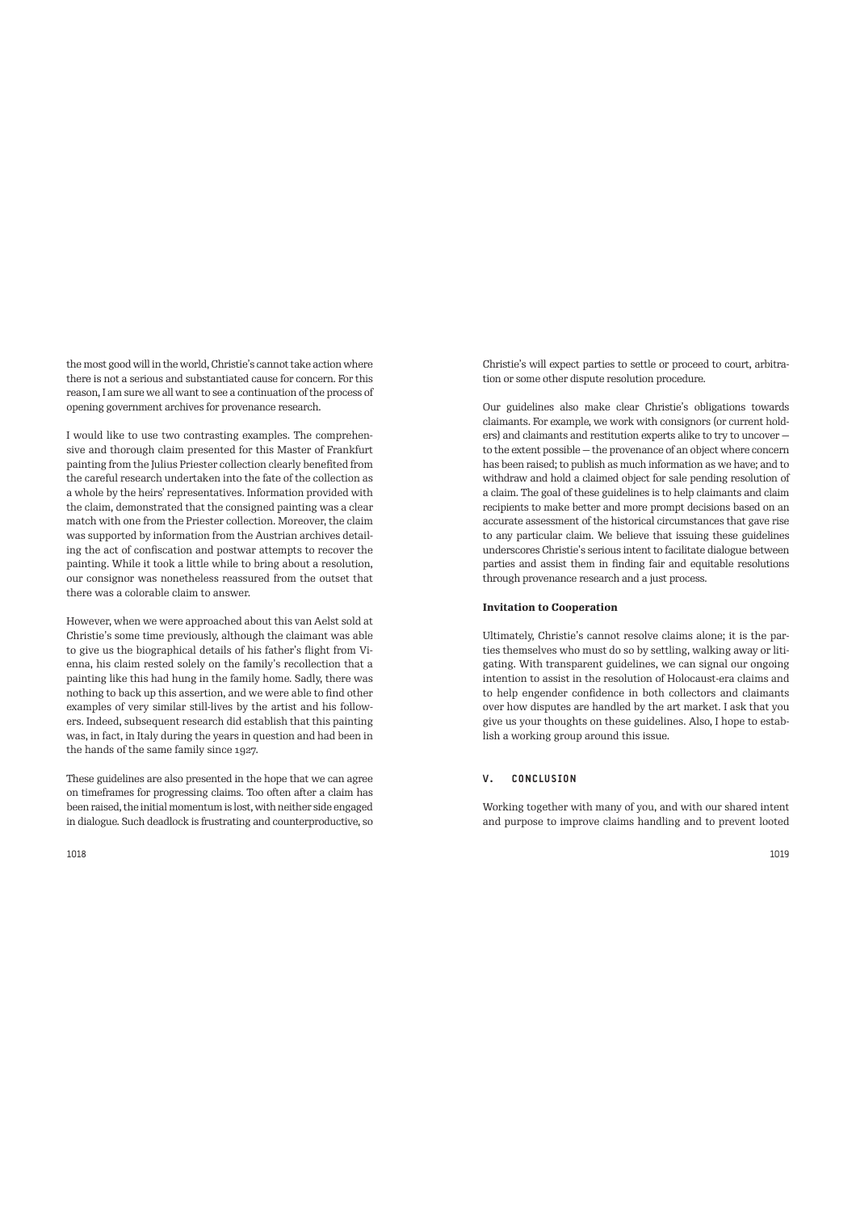the most good will in the world, Christie's cannot take action where there is not a serious and substantiated cause for concern. For this reason, I am sure we all want to see a continuation of the process of opening government archives for provenance research.

I would like to use two contrasting examples. The comprehensive and thorough claim presented for this Master of Frankfurt painting from the Julius Priester collection clearly benefited from the careful research undertaken into the fate of the collection as a whole by the heirs' representatives. Information provided with the claim, demonstrated that the consigned painting was a clear match with one from the Priester collection. Moreover, the claim was supported by information from the Austrian archives detailing the act of confiscation and postwar attempts to recover the painting. While it took a little while to bring about a resolution, our consignor was nonetheless reassured from the outset that there was a colorable claim to answer.

However, when we were approached about this van Aelst sold at Christie's some time previously, although the claimant was able to give us the biographical details of his father's flight from Vienna, his claim rested solely on the family's recollection that a painting like this had hung in the family home. Sadly, there was nothing to back up this assertion, and we were able to find other examples of very similar still-lives by the artist and his followers. Indeed, subsequent research did establish that this painting was, in fact, in Italy during the years in question and had been in the hands of the same family since 1927.

These guidelines are also presented in the hope that we can agree on timeframes for progressing claims. Too often after a claim has been raised, the initial momentum is lost, with neither side engaged in dialogue. Such deadlock is frustrating and counterproductive, so Christie's will expect parties to settle or proceed to court, arbitration or some other dispute resolution procedure.

Our guidelines also make clear Christie's obligations towards claimants. For example, we work with consignors (or current holders) and claimants and restitution experts alike to try to uncover — to the extent possible — the provenance of an object where concern has been raised; to publish as much information as we have; and to withdraw and hold a claimed object for sale pending resolution of a claim. The goal of these guidelines is to help claimants and claim recipients to make better and more prompt decisions based on an accurate assessment of the historical circumstances that gave rise to any particular claim. We believe that issuing these guidelines underscores Christie's serious intent to facilitate dialogue between parties and assist them in finding fair and equitable resolutions through provenance research and a just process.

### Invitation to Cooperation

Ultimately, Christie's cannot resolve claims alone; it is the parties themselves who must do so by settling, walking away or litigating. With transparent guidelines, we can signal our ongoing intention to assist in the resolution of Holocaust-era claims and to help engender confidence in both collectors and claimants over how disputes are handled by the art market. I ask that you give us your thoughts on these guidelines. Also, I hope to establish a working group around this issue.

## V. CONCLUSION

Working together with many of you, and with our shared intent and purpose to improve claims handling and to prevent looted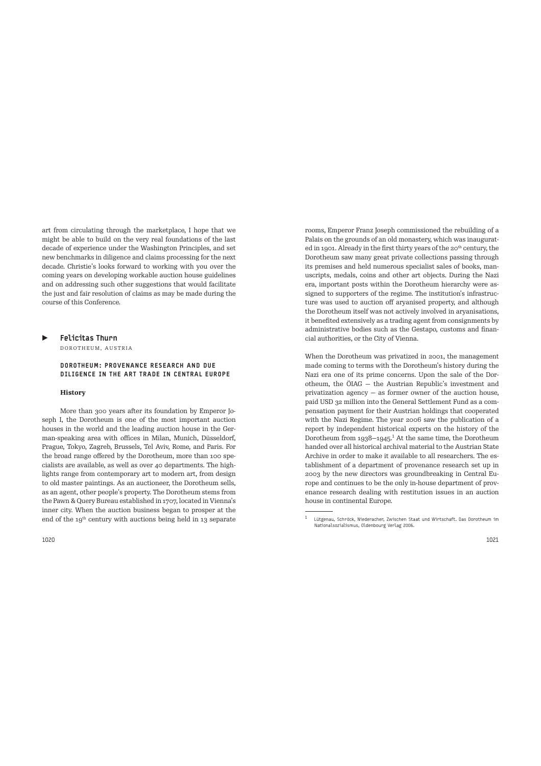art from circulating through the marketplace, I hope that we might be able to build on the very real foundations of the last decade of experience under the Washington Principles, and set new benchmarks in diligence and claims processing for the next decade. Christie's looks forward to working with you over the coming years on developing workable auction house guidelines and on addressing such other suggestions that would facilitate the just and fair resolution of claims as may be made during the course of this Conference.

## Felicitas Thurn

DOROTHEUM, AUSTRIA

### DOROTHEUM: PROVENANCE RESEARCH AND DUE DILIGENCE IN THE ART TRADE IN CENTRAL EUROPE

#### History

More than 300 years after its foundation by Emperor Joseph I, the Dorotheum is one of the most important auction houses in the world and the leading auction house in the German-speaking area with offices in Milan, Munich, Düsseldorf, Prague, Tokyo, Zagreb, Brussels, Tel Aviv, Rome, and Paris. For the broad range offered by the Dorotheum, more than 100 specialists are available, as well as over 40 departments. The highlights range from contemporary art to modern art, from design to old master paintings. As an auctioneer, the Dorotheum sells, as an agent, other people's property. The Dorotheum stems from the Pawn & Query Bureau established in 1707, located in Vienna's inner city. When the auction business began to prosper at the end of the 19th century with auctions being held in 13 separate rooms, Emperor Franz Joseph commissioned the rebuilding of a Palais on the grounds of an old monastery, which was inaugurated in 1901. Already in the first thirty years of the 20th century, the Dorotheum saw many great private collections passing through its premises and held numerous specialist sales of books, manuscripts, medals, coins and other art objects. During the Nazi era, important posts within the Dorotheum hierarchy were assigned to supporters of the regime. The institution's infrastructure was used to auction off aryanised property, and although the Dorotheum itself was not actively involved in aryanisations, it benefited extensively as a trading agent from consignments by administrative bodies such as the Gestapo, customs and financial authorities, or the City of Vienna.

When the Dorotheum was privatized in 2001, the management made coming to terms with the Dorotheum's history during the Nazi era one of its prime concerns. Upon the sale of the Dorotheum, the ÖIAG — the Austrian Republic's investment and privatization agency — as former owner of the auction house, paid USD 32 million into the General Settlement Fund as a compensation payment for their Austrian holdings that cooperated with the Nazi Regime. The year 2006 saw the publication of a report by independent historical experts on the history of the Dorotheum from 1938–1945.[1] At the same time, the Dorotheum handed over all historical archival material to the Austrian State Archive in order to make it available to all researchers. The establishment of a department of provenance research set up in 2003 by the new directors was groundbreaking in Central Europe and continues to be the only in-house department of provenance research dealing with restitution issues in an auction house in continental Europe.

---

[1] Lütgenau, Schröck, Niederacher, Zwischen Staat und Wirtschaft. Das Dorotheum im Nationalsozialismus, Oldenbourg Verlag 2006.